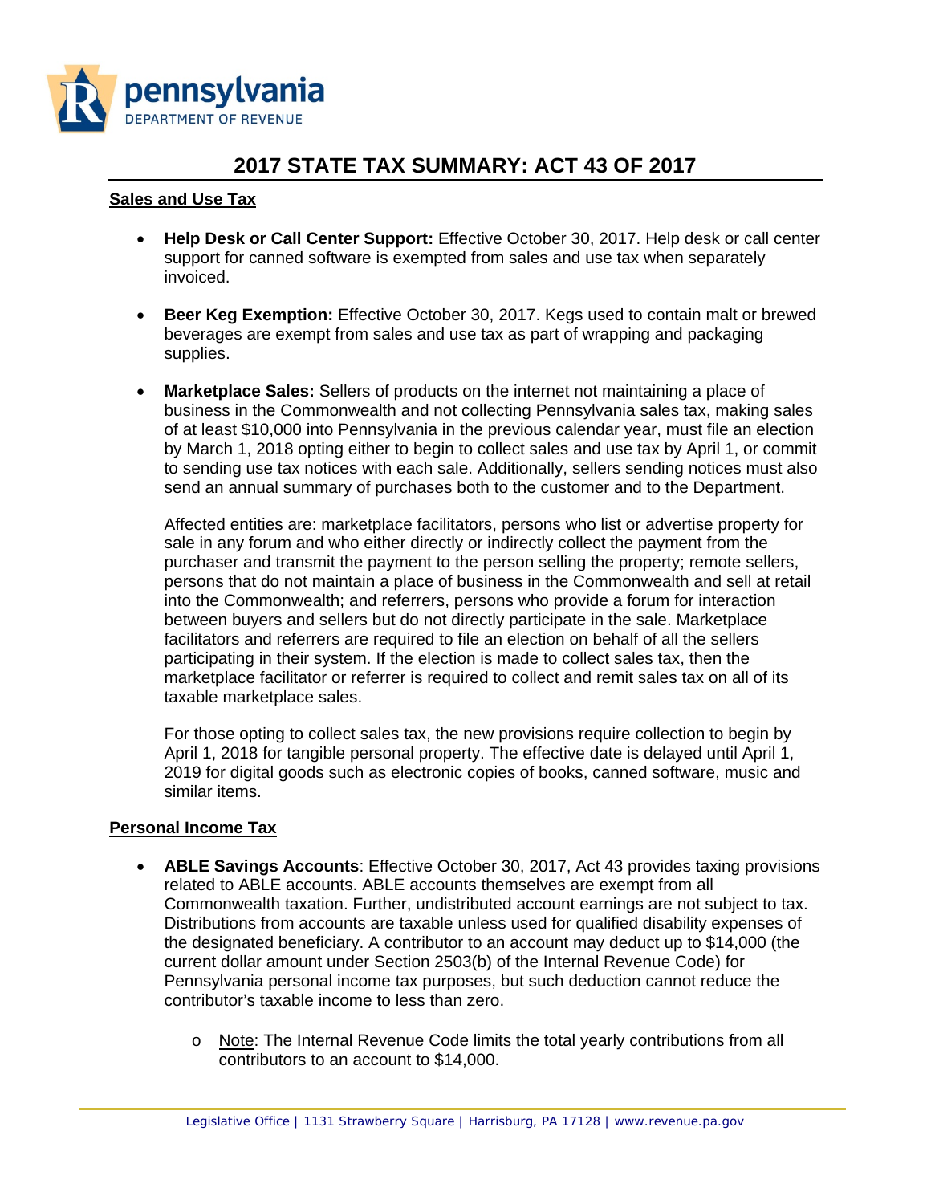pennsylvania
DEPARTMENT OF REVENUE

# 2017 STATE TAX SUMMARY: ACT 43 OF 2017

## Sales and Use Tax

- **Help Desk or Call Center Support:** Effective October 30, 2017. Help desk or call center support for canned software is exempted from sales and use tax when separately invoiced.

- **Beer Keg Exemption:** Effective October 30, 2017. Kegs used to contain malt or brewed beverages are exempt from sales and use tax as part of wrapping and packaging supplies.

- **Marketplace Sales:** Sellers of products on the internet not maintaining a place of business in the Commonwealth and not collecting Pennsylvania sales tax, making sales of at least $10,000 into Pennsylvania in the previous calendar year, must file an election by March 1, 2018 opting either to begin to collect sales and use tax by April 1, or commit to sending use tax notices with each sale. Additionally, sellers sending notices must also send an annual summary of purchases both to the customer and to the Department.

  Affected entities are: marketplace facilitators, persons who list or advertise property for sale in any forum and who either directly or indirectly collect the payment from the purchaser and transmit the payment to the person selling the property; remote sellers, persons that do not maintain a place of business in the Commonwealth and sell at retail into the Commonwealth; and referrers, persons who provide a forum for interaction between buyers and sellers but do not directly participate in the sale. Marketplace facilitators and referrers are required to file an election on behalf of all the sellers participating in their system. If the election is made to collect sales tax, then the marketplace facilitator or referrer is required to collect and remit sales tax on all of its taxable marketplace sales.

  For those opting to collect sales tax, the new provisions require collection to begin by April 1, 2018 for tangible personal property. The effective date is delayed until April 1, 2019 for digital goods such as electronic copies of books, canned software, music and similar items.

## Personal Income Tax

- **ABLE Savings Accounts**: Effective October 30, 2017, Act 43 provides taxing provisions related to ABLE accounts. ABLE accounts themselves are exempt from all Commonwealth taxation. Further, undistributed account earnings are not subject to tax. Distributions from accounts are taxable unless used for qualified disability expenses of the designated beneficiary. A contributor to an account may deduct up to $14,000 (the current dollar amount under Section 2503(b) of the Internal Revenue Code) for Pennsylvania personal income tax purposes, but such deduction cannot reduce the contributor's taxable income to less than zero.

  - Note: The Internal Revenue Code limits the total yearly contributions from all contributors to an account to $14,000.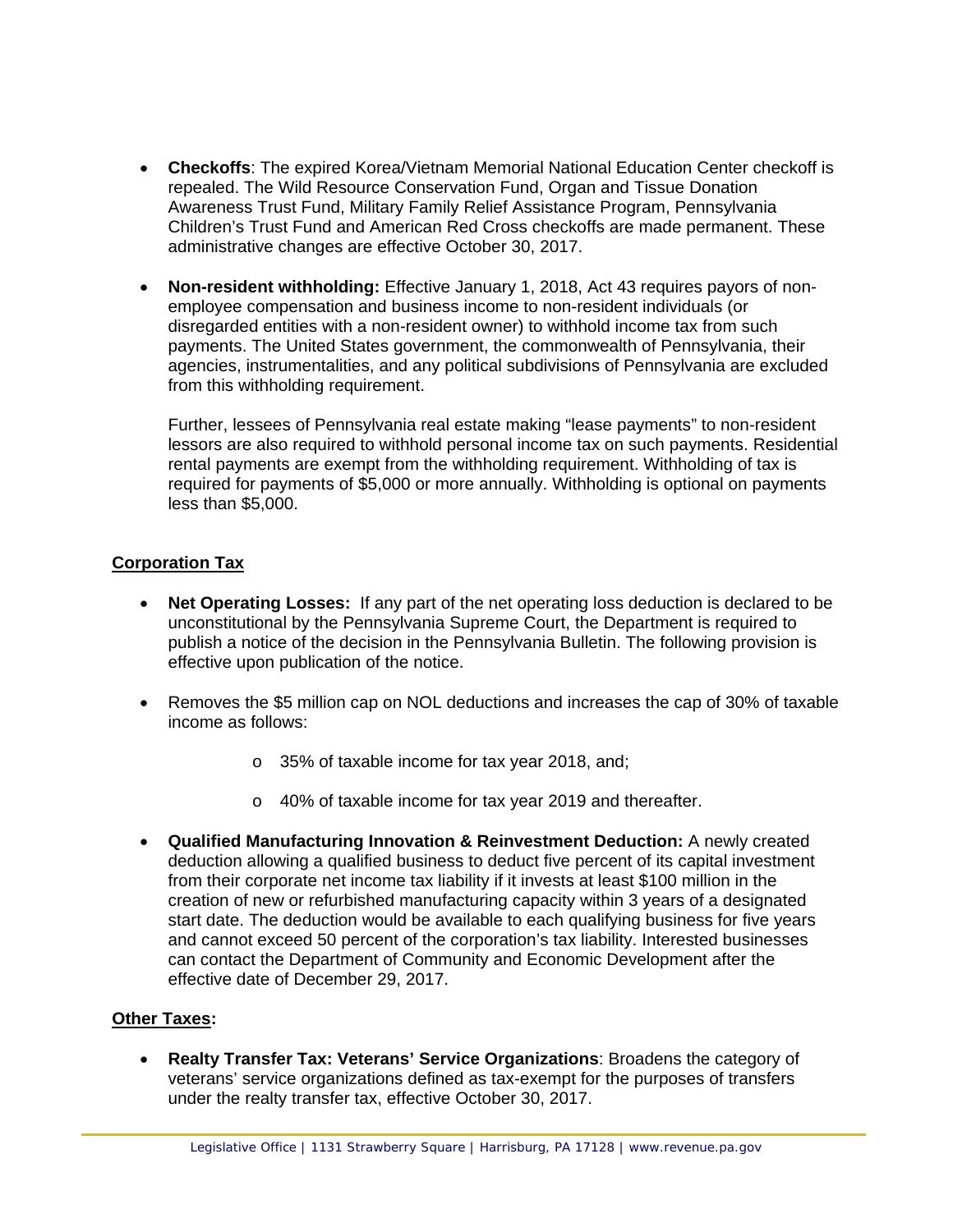- **Checkoffs**: The expired Korea/Vietnam Memorial National Education Center checkoff is repealed. The Wild Resource Conservation Fund, Organ and Tissue Donation Awareness Trust Fund, Military Family Relief Assistance Program, Pennsylvania Children's Trust Fund and American Red Cross checkoffs are made permanent. These administrative changes are effective October 30, 2017.

- **Non-resident withholding:** Effective January 1, 2018, Act 43 requires payors of non-employee compensation and business income to non-resident individuals (or disregarded entities with a non-resident owner) to withhold income tax from such payments. The United States government, the commonwealth of Pennsylvania, their agencies, instrumentalities, and any political subdivisions of Pennsylvania are excluded from this withholding requirement.

  Further, lessees of Pennsylvania real estate making "lease payments" to non-resident lessors are also required to withhold personal income tax on such payments. Residential rental payments are exempt from the withholding requirement. Withholding of tax is required for payments of $5,000 or more annually. Withholding is optional on payments less than $5,000.

## Corporation Tax

- **Net Operating Losses:** If any part of the net operating loss deduction is declared to be unconstitutional by the Pennsylvania Supreme Court, the Department is required to publish a notice of the decision in the Pennsylvania Bulletin. The following provision is effective upon publication of the notice.

- Removes the $5 million cap on NOL deductions and increases the cap of 30% of taxable income as follows:
  - 35% of taxable income for tax year 2018, and;
  - 40% of taxable income for tax year 2019 and thereafter.

- **Qualified Manufacturing Innovation & Reinvestment Deduction:** A newly created deduction allowing a qualified business to deduct five percent of its capital investment from their corporate net income tax liability if it invests at least $100 million in the creation of new or refurbished manufacturing capacity within 3 years of a designated start date. The deduction would be available to each qualifying business for five years and cannot exceed 50 percent of the corporation's tax liability. Interested businesses can contact the Department of Community and Economic Development after the effective date of December 29, 2017.

## Other Taxes:

- **Realty Transfer Tax: Veterans' Service Organizations**: Broadens the category of veterans' service organizations defined as tax-exempt for the purposes of transfers under the realty transfer tax, effective October 30, 2017.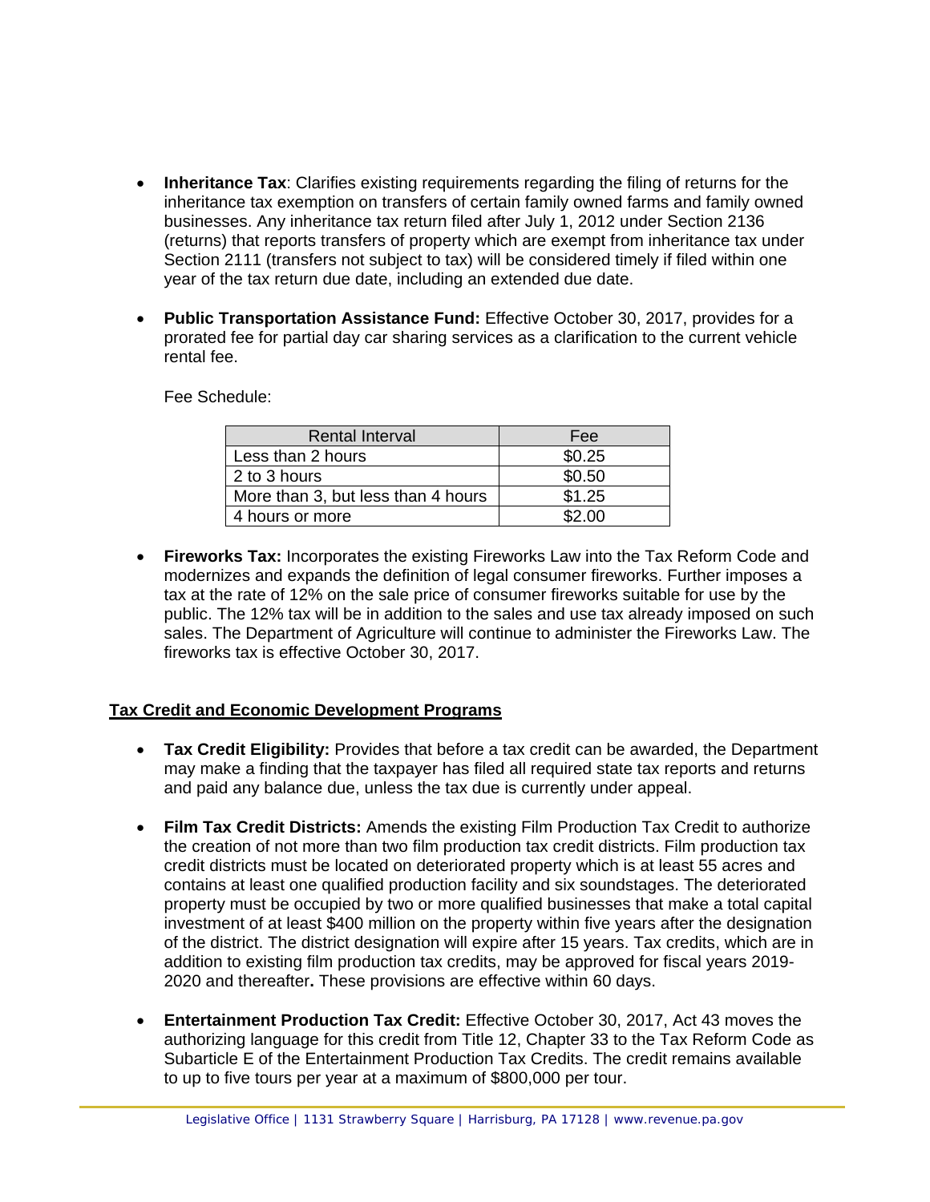- **Inheritance Tax**: Clarifies existing requirements regarding the filing of returns for the inheritance tax exemption on transfers of certain family owned farms and family owned businesses. Any inheritance tax return filed after July 1, 2012 under Section 2136 (returns) that reports transfers of property which are exempt from inheritance tax under Section 2111 (transfers not subject to tax) will be considered timely if filed within one year of the tax return due date, including an extended due date.

- **Public Transportation Assistance Fund:** Effective October 30, 2017, provides for a prorated fee for partial day car sharing services as a clarification to the current vehicle rental fee.

  Fee Schedule:

  | Rental Interval | Fee |
  | --- | --- |
  | Less than 2 hours | $0.25 |
  | 2 to 3 hours | $0.50 |
  | More than 3, but less than 4 hours | $1.25 |
  | 4 hours or more | $2.00 |

- **Fireworks Tax:** Incorporates the existing Fireworks Law into the Tax Reform Code and modernizes and expands the definition of legal consumer fireworks. Further imposes a tax at the rate of 12% on the sale price of consumer fireworks suitable for use by the public. The 12% tax will be in addition to the sales and use tax already imposed on such sales. The Department of Agriculture will continue to administer the Fireworks Law. The fireworks tax is effective October 30, 2017.

**Tax Credit and Economic Development Programs**

- **Tax Credit Eligibility:** Provides that before a tax credit can be awarded, the Department may make a finding that the taxpayer has filed all required state tax reports and returns and paid any balance due, unless the tax due is currently under appeal.

- **Film Tax Credit Districts:** Amends the existing Film Production Tax Credit to authorize the creation of not more than two film production tax credit districts. Film production tax credit districts must be located on deteriorated property which is at least 55 acres and contains at least one qualified production facility and six soundstages. The deteriorated property must be occupied by two or more qualified businesses that make a total capital investment of at least $400 million on the property within five years after the designation of the district. The district designation will expire after 15 years. Tax credits, which are in addition to existing film production tax credits, may be approved for fiscal years 2019-2020 and thereafter**.** These provisions are effective within 60 days.

- **Entertainment Production Tax Credit:** Effective October 30, 2017, Act 43 moves the authorizing language for this credit from Title 12, Chapter 33 to the Tax Reform Code as Subarticle E of the Entertainment Production Tax Credits. The credit remains available to up to five tours per year at a maximum of $800,000 per tour.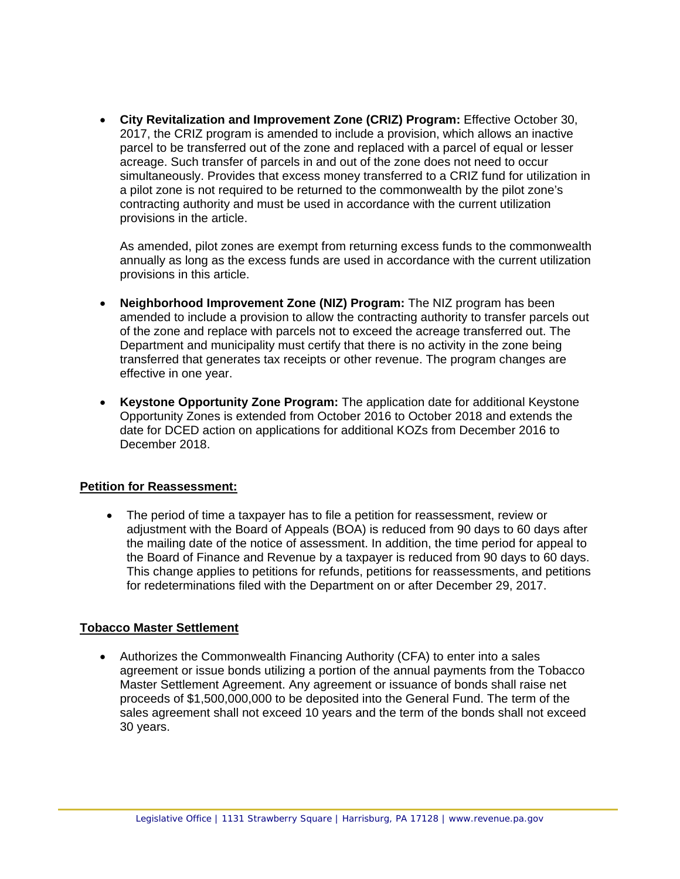- **City Revitalization and Improvement Zone (CRIZ) Program:** Effective October 30, 2017, the CRIZ program is amended to include a provision, which allows an inactive parcel to be transferred out of the zone and replaced with a parcel of equal or lesser acreage. Such transfer of parcels in and out of the zone does not need to occur simultaneously. Provides that excess money transferred to a CRIZ fund for utilization in a pilot zone is not required to be returned to the commonwealth by the pilot zone's contracting authority and must be used in accordance with the current utilization provisions in the article.

  As amended, pilot zones are exempt from returning excess funds to the commonwealth annually as long as the excess funds are used in accordance with the current utilization provisions in this article.

- **Neighborhood Improvement Zone (NIZ) Program:** The NIZ program has been amended to include a provision to allow the contracting authority to transfer parcels out of the zone and replace with parcels not to exceed the acreage transferred out. The Department and municipality must certify that there is no activity in the zone being transferred that generates tax receipts or other revenue. The program changes are effective in one year.

- **Keystone Opportunity Zone Program:** The application date for additional Keystone Opportunity Zones is extended from October 2016 to October 2018 and extends the date for DCED action on applications for additional KOZs from December 2016 to December 2018.

## Petition for Reassessment:

- The period of time a taxpayer has to file a petition for reassessment, review or adjustment with the Board of Appeals (BOA) is reduced from 90 days to 60 days after the mailing date of the notice of assessment. In addition, the time period for appeal to the Board of Finance and Revenue by a taxpayer is reduced from 90 days to 60 days. This change applies to petitions for refunds, petitions for reassessments, and petitions for redeterminations filed with the Department on or after December 29, 2017.

## Tobacco Master Settlement

- Authorizes the Commonwealth Financing Authority (CFA) to enter into a sales agreement or issue bonds utilizing a portion of the annual payments from the Tobacco Master Settlement Agreement. Any agreement or issuance of bonds shall raise net proceeds of $1,500,000,000 to be deposited into the General Fund. The term of the sales agreement shall not exceed 10 years and the term of the bonds shall not exceed 30 years.